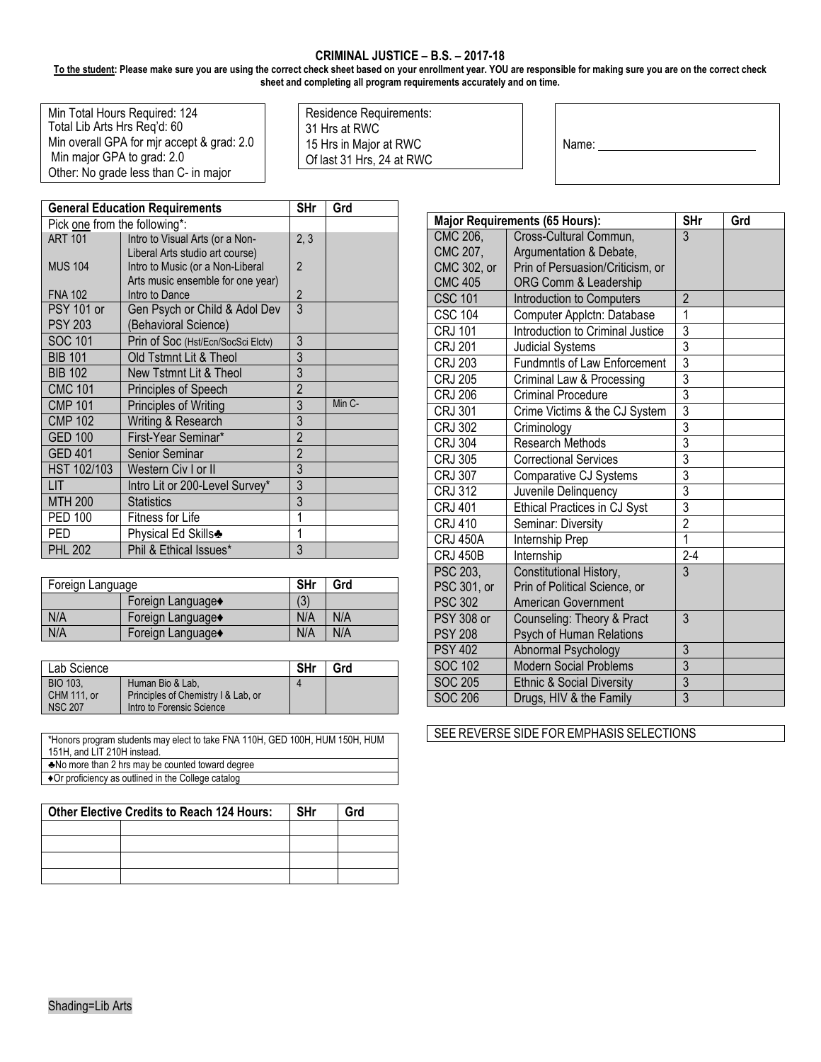# CRIMINAL JUSTICE – B.S. – 2017-18

**To the student: Please make sure you are using the correct check sheet based on your enrollment year. YOU are responsible for making sure you are on the correct check sheet and completing all program requirements accurately and on time.**

Min Total Hours Required: 124
Total Lib Arts Hrs Req'd: 60
Min overall GPA for mjr accept & grad: 2.0
Min major GPA to grad: 2.0
Other: No grade less than C- in major

Residence Requirements:
31 Hrs at RWC
15 Hrs in Major at RWC
Of last 31 Hrs, 24 at RWC

Name: ____________________

| General Education Requirements | | SHr | Grd |
|---|---|---|---|
| Pick one from the following*: | | | |
| ART 101 | Intro to Visual Arts (or a Non-Liberal Arts studio art course) | 2, 3 | |
| MUS 104 | Intro to Music (or a Non-Liberal Arts music ensemble for one year) | 2 | |
| FNA 102 | Intro to Dance | 2 | |
| PSY 101 or PSY 203 | Gen Psych or Child & Adol Dev (Behavioral Science) | 3 | |
| SOC 101 | Prin of Soc (Hst/Ecn/SocSci Elctv) | 3 | |
| BIB 101 | Old Tstmnt Lit & Theol | 3 | |
| BIB 102 | New Tstmnt Lit & Theol | 3 | |
| CMC 101 | Principles of Speech | 2 | |
| CMP 101 | Principles of Writing | 3 | Min C- |
| CMP 102 | Writing & Research | 3 | |
| GED 100 | First-Year Seminar* | 2 | |
| GED 401 | Senior Seminar | 2 | |
| HST 102/103 | Western Civ I or II | 3 | |
| LIT | Intro Lit or 200-Level Survey* | 3 | |
| MTH 200 | Statistics | 3 | |
| PED 100 | Fitness for Life | 1 | |
| PED | Phys Ed Skills♣ | 1 | |
| PHL 202 | Phil & Ethical Issues* | 3 | |

| Foreign Language | | SHr | Grd |
|---|---|---|---|
| | Foreign Language♦ | (3) | |
| N/A | Foreign Language♦ | N/A | N/A |
| N/A | Foreign Language♦ | N/A | N/A |

| Lab Science | | SHr | Grd |
|---|---|---|---|
| BIO 103, CHM 111, or NSC 207 | Human Bio & Lab, Principles of Chemistry I & Lab, or Intro to Forensic Science | 4 | |

*Honors program students may elect to take FNA 110H, GED 100H, HUM 150H, HUM 151H, and LIT 210H instead.
♣No more than 2 hrs may be counted toward degree
♦Or proficiency as outlined in the College catalog

| Other Elective Credits to Reach 124 Hours: | | SHr | Grd |
|---|---|---|---|
| | | | |
| | | | |
| | | | |
| | | | |

| Major Requirements (65 Hours): | | SHr | Grd |
|---|---|---|---|
| CMC 206, CMC 207, CMC 302, or CMC 405 | Cross-Cultural Commun, Argumentation & Debate, Prin of Persuasion/Criticism, or ORG Comm & Leadership | 3 | |
| CSC 101 | Introduction to Computers | 2 | |
| CSC 104 | Computer Applctn: Database | 1 | |
| CRJ 101 | Introduction to Criminal Justice | 3 | |
| CRJ 201 | Judicial Systems | 3 | |
| CRJ 203 | Fundmntls of Law Enforcement | 3 | |
| CRJ 205 | Criminal Law & Processing | 3 | |
| CRJ 206 | Criminal Procedure | 3 | |
| CRJ 301 | Crime Victims & the CJ System | 3 | |
| CRJ 302 | Criminology | 3 | |
| CRJ 304 | Research Methods | 3 | |
| CRJ 305 | Correctional Services | 3 | |
| CRJ 307 | Comparative CJ Systems | 3 | |
| CRJ 312 | Juvenile Delinquency | 3 | |
| CRJ 401 | Ethical Practices in CJ Syst | 3 | |
| CRJ 410 | Seminar: Diversity | 2 | |
| CRJ 450A | Internship Prep | 1 | |
| CRJ 450B | Internship | 2-4 | |
| PSC 203, PSC 301, or PSC 302 | Constitutional History, Prin of Political Science, or American Government | 3 | |
| PSY 308 or PSY 208 | Counseling: Theory & Pract Psych of Human Relations | 3 | |
| PSY 402 | Abnormal Psychology | 3 | |
| SOC 102 | Modern Social Problems | 3 | |
| SOC 205 | Ethnic & Social Diversity | 3 | |
| SOC 206 | Drugs, HIV & the Family | 3 | |

SEE REVERSE SIDE FOR EMPHASIS SELECTIONS

Shading=Lib Arts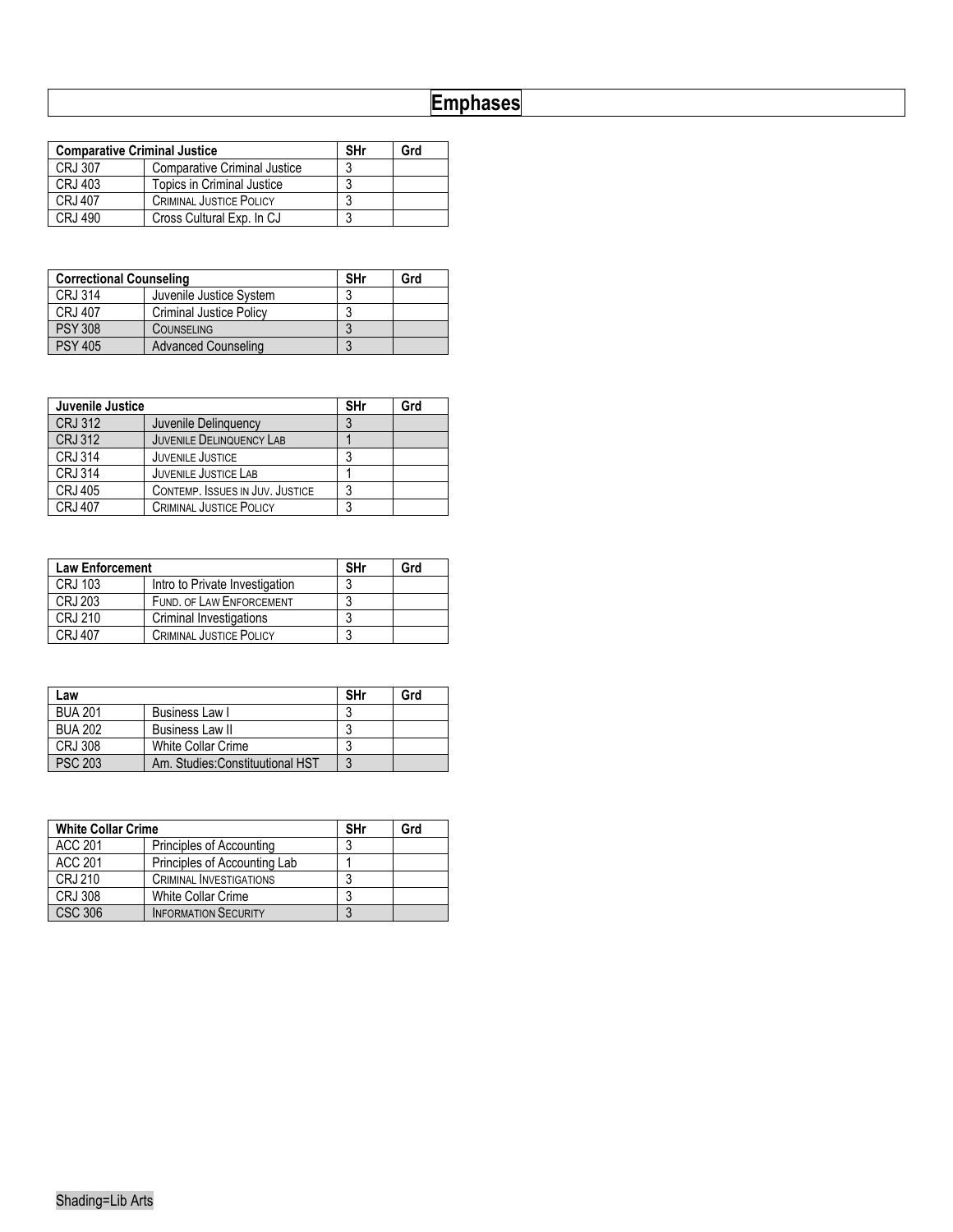# Emphases

| Comparative Criminal Justice | | SHr | Grd |
|---|---|---|---|
| CRJ 307 | Comparative Criminal Justice | 3 | |
| CRJ 403 | Topics in Criminal Justice | 3 | |
| CRJ 407 | Criminal Justice Policy | 3 | |
| CRJ 490 | Cross Cultural Exp. In CJ | 3 | |

| Correctional Counseling | | SHr | Grd |
|---|---|---|---|
| CRJ 314 | Juvenile Justice System | 3 | |
| CRJ 407 | Criminal Justice Policy | 3 | |
| PSY 308 | Counseling | 3 | |
| PSY 405 | Advanced Counseling | 3 | |

| Juvenile Justice | | SHr | Grd |
|---|---|---|---|
| CRJ 312 | Juvenile Delinquency | 3 | |
| CRJ 312 | Juvenile Delinquency Lab | 1 | |
| CRJ 314 | Juvenile Justice | 3 | |
| CRJ 314 | Juvenile Justice Lab | 1 | |
| CRJ 405 | Contemp. Issues in Juv. Justice | 3 | |
| CRJ 407 | Criminal Justice Policy | 3 | |

| Law Enforcement | | SHr | Grd |
|---|---|---|---|
| CRJ 103 | Intro to Private Investigation | 3 | |
| CRJ 203 | Fund. of Law Enforcement | 3 | |
| CRJ 210 | Criminal Investigations | 3 | |
| CRJ 407 | Criminal Justice Policy | 3 | |

| Law | | SHr | Grd |
|---|---|---|---|
| BUA 201 | Business Law I | 3 | |
| BUA 202 | Business Law II | 3 | |
| CRJ 308 | White Collar Crime | 3 | |
| PSC 203 | Am. Studies:Constituutional HST | 3 | |

| White Collar Crime | | SHr | Grd |
|---|---|---|---|
| ACC 201 | Principles of Accounting | 3 | |
| ACC 201 | Principles of Accounting Lab | 1 | |
| CRJ 210 | Criminal Investigations | 3 | |
| CRJ 308 | White Collar Crime | 3 | |
| CSC 306 | Information Security | 3 | |

Shading=Lib Arts